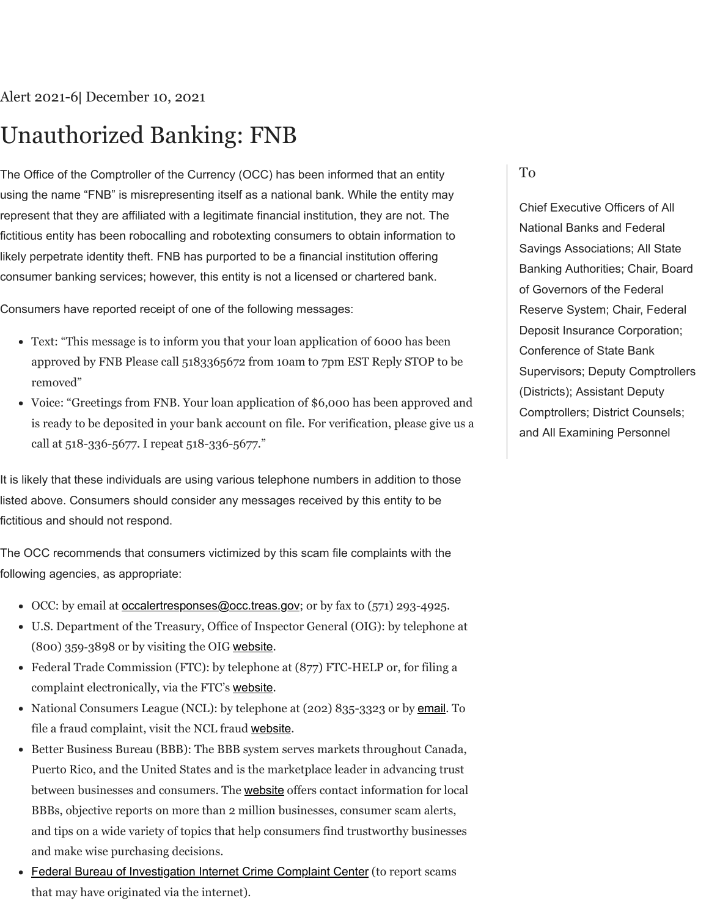Alert 2021-6| December 10, 2021

# Unauthorized Banking: FNB

The Office of the Comptroller of the Currency (OCC) has been informed that an entity using the name "FNB" is misrepresenting itself as a national bank. While the entity may represent that they are affiliated with a legitimate financial institution, they are not. The fictitious entity has been robocalling and robotexting consumers to obtain information to likely perpetrate identity theft. FNB has purported to be a financial institution offering consumer banking services; however, this entity is not a licensed or chartered bank.

Consumers have reported receipt of one of the following messages:

- Text: "This message is to inform you that your loan application of 6000 has been approved by FNB Please call 5183365672 from 10am to 7pm EST Reply STOP to be removed"
- Voice: "Greetings from FNB. Your loan application of $6,000 has been approved and is ready to be deposited in your bank account on file. For verification, please give us a call at 518-336-5677. I repeat 518-336-5677."

It is likely that these individuals are using various telephone numbers in addition to those listed above. Consumers should consider any messages received by this entity to be fictitious and should not respond.

The OCC recommends that consumers victimized by this scam file complaints with the following agencies, as appropriate:

- OCC: by email at occalertresponses@occ.treas.gov; or by fax to (571) 293-4925.
- U.S. Department of the Treasury, Office of Inspector General (OIG): by telephone at (800) 359-3898 or by visiting the OIG website.
- Federal Trade Commission (FTC): by telephone at (877) FTC-HELP or, for filing a complaint electronically, via the FTC's website.
- National Consumers League (NCL): by telephone at (202) 835-3323 or by email. To file a fraud complaint, visit the NCL fraud website.
- Better Business Bureau (BBB): The BBB system serves markets throughout Canada, Puerto Rico, and the United States and is the marketplace leader in advancing trust between businesses and consumers. The website offers contact information for local BBBs, objective reports on more than 2 million businesses, consumer scam alerts, and tips on a wide variety of topics that help consumers find trustworthy businesses and make wise purchasing decisions.
- Federal Bureau of Investigation Internet Crime Complaint Center (to report scams that may have originated via the internet).

## To

Chief Executive Officers of All National Banks and Federal Savings Associations; All State Banking Authorities; Chair, Board of Governors of the Federal Reserve System; Chair, Federal Deposit Insurance Corporation; Conference of State Bank Supervisors; Deputy Comptrollers (Districts); Assistant Deputy Comptrollers; District Counsels; and All Examining Personnel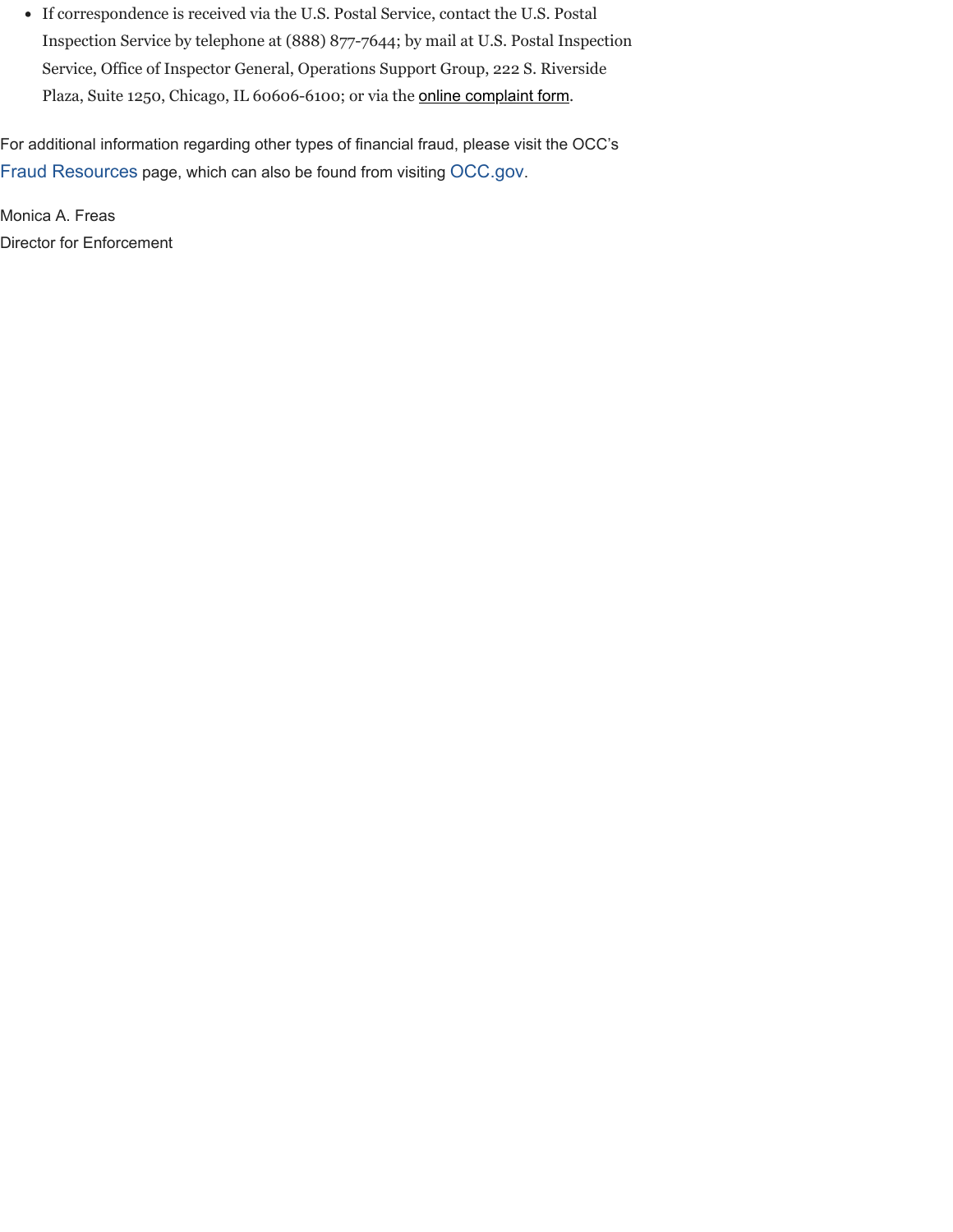- If correspondence is received via the U.S. Postal Service, contact the U.S. Postal Inspection Service by telephone at (888) 877-7644; by mail at U.S. Postal Inspection Service, Office of Inspector General, Operations Support Group, 222 S. Riverside Plaza, Suite 1250, Chicago, IL 60606-6100; or via the online complaint form.

For additional information regarding other types of financial fraud, please visit the OCC's Fraud Resources page, which can also be found from visiting OCC.gov.

Monica A. Freas
Director for Enforcement